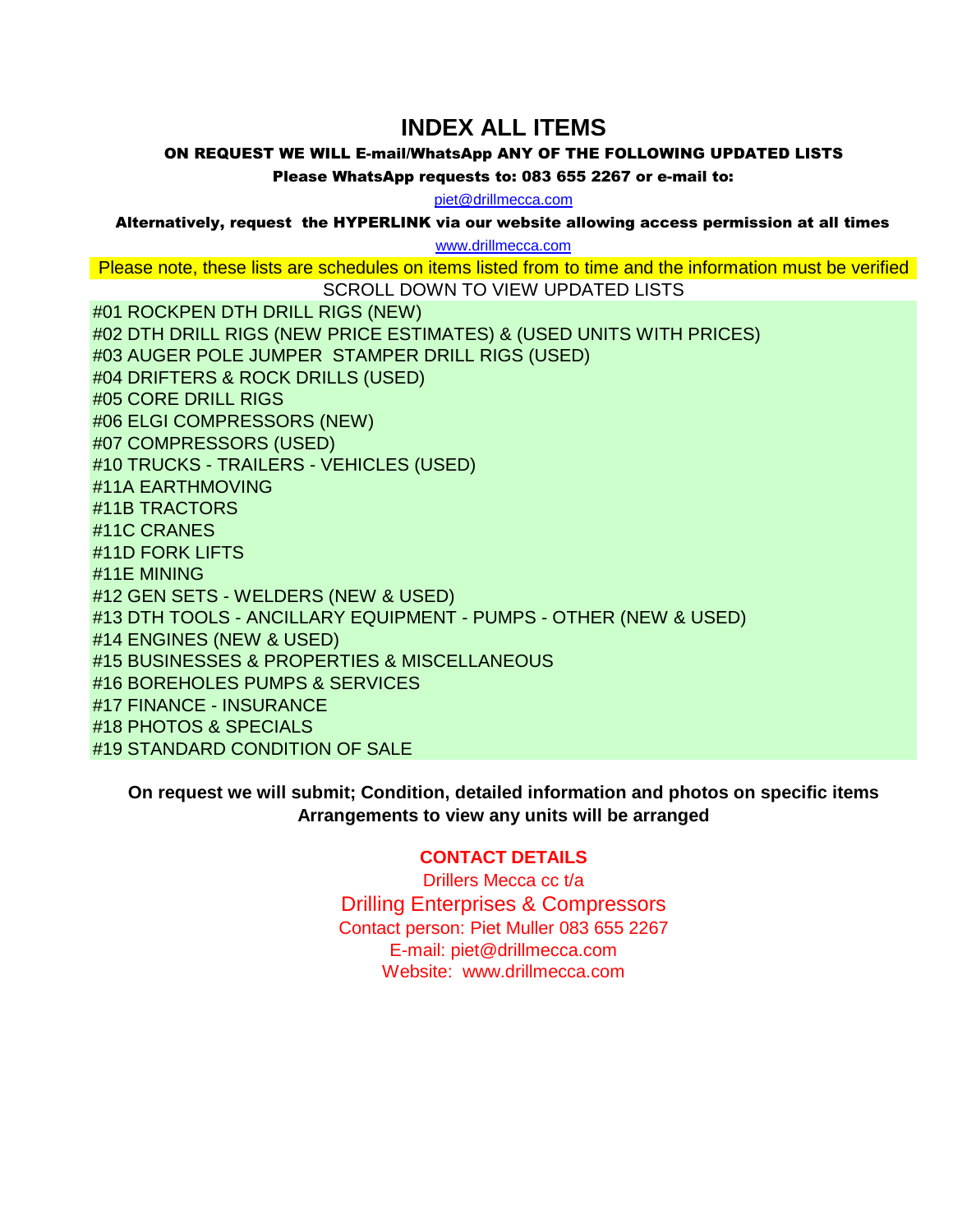# INDEX ALL ITEMS

**ON REQUEST WE WILL E-mail/WhatsApp ANY OF THE FOLLOWING UPDATED LISTS**

**Please WhatsApp requests to: 083 655 2267 or e-mail to:**

piet@drillmecca.com

**Alternatively, request the HYPERLINK via our website allowing access permission at all times**

www.drillmecca.com

Please note, these lists are schedules on items listed from to time and the information must be verified

SCROLL DOWN TO VIEW UPDATED LISTS

#01 ROCKPEN DTH DRILL RIGS (NEW)
#02 DTH DRILL RIGS (NEW PRICE ESTIMATES) & (USED UNITS WITH PRICES)
#03 AUGER POLE JUMPER STAMPER DRILL RIGS (USED)
#04 DRIFTERS & ROCK DRILLS (USED)
#05 CORE DRILL RIGS
#06 ELGI COMPRESSORS (NEW)
#07 COMPRESSORS (USED)
#10 TRUCKS - TRAILERS - VEHICLES (USED)
#11A EARTHMOVING
#11B TRACTORS
#11C CRANES
#11D FORK LIFTS
#11E MINING
#12 GEN SETS - WELDERS (NEW & USED)
#13 DTH TOOLS - ANCILLARY EQUIPMENT - PUMPS - OTHER (NEW & USED)
#14 ENGINES (NEW & USED)
#15 BUSINESSES & PROPERTIES & MISCELLANEOUS
#16 BOREHOLES PUMPS & SERVICES
#17 FINANCE - INSURANCE
#18 PHOTOS & SPECIALS
#19 STANDARD CONDITION OF SALE

**On request we will submit; Condition, detailed information and photos on specific items**
**Arrangements to view any units will be arranged**

**CONTACT DETAILS**

Drillers Mecca cc t/a

Drilling Enterprises & Compressors

Contact person: Piet Muller 083 655 2267

E-mail: piet@drillmecca.com

Website: www.drillmecca.com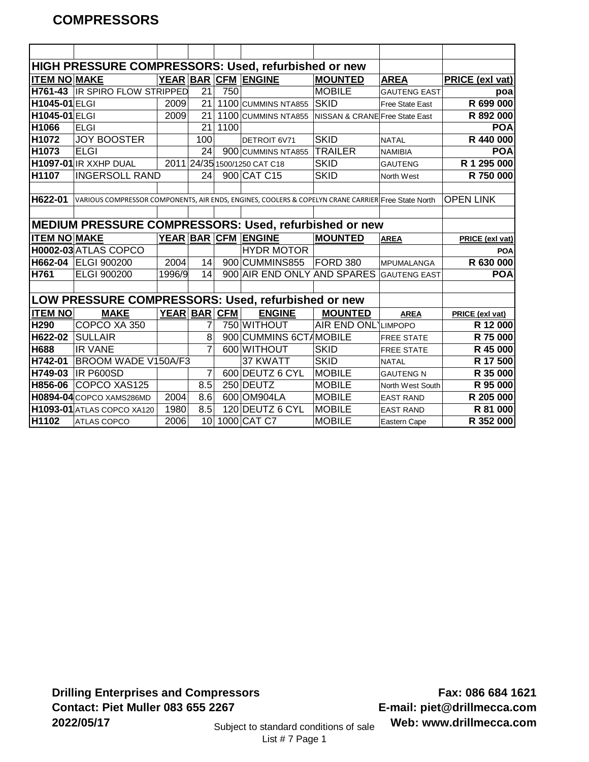# COMPRESSORS

| | | | | | | | | |
|---|---|---|---|---|---|---|---|---|
| **HIGH PRESSURE COMPRESSORS: Used, refurbished or new** | | | | | | | | |
| **ITEM NO** | **MAKE** | **YEAR** | **BAR** | **CFM** | **ENGINE** | **MOUNTED** | **AREA** | **PRICE (exl vat)** |
| **H761-43** | IR SPIRO FLOW STRIPPED | | 21 | 750 | | MOBILE | GAUTENG EAST | **poa** |
| **H1045-01** | ELGI | 2009 | 21 | 1100 | CUMMINS NTA855 | SKID | Free State East | **R 699 000** |
| **H1045-01** | ELGI | 2009 | 21 | 1100 | CUMMINS NTA855 | NISSAN & CRANE | Free State East | **R 892 000** |
| **H1066** | ELGI | | 21 | 1100 | | | | **POA** |
| **H1072** | JOY BOOSTER | | 100 | | DETROIT 6V71 | SKID | NATAL | **R 440 000** |
| **H1073** | ELGI | | 24 | 900 | CUMMINS NTA855 | TRAILER | NAMIBIA | **POA** |
| **H1097-01** | IR XXHP DUAL | 2011 | 24/35 | 1500/1250 | CAT C18 | SKID | GAUTENG | **R 1 295 000** |
| **H1107** | INGERSOLL RAND | | 24 | 900 | CAT C15 | SKID | North West | **R 750 000** |
| | | | | | | | | |
| **H622-01** | VARIOUS COMPRESSOR COMPONENTS, AIR ENDS, ENGINES, COOLERS & COPELYN CRANE CARRIER | | | | | | Free State North | OPEN LINK |
| | | | | | | | | |
| **MEDIUM PRESSURE COMPRESSORS: Used, refurbished or new** | | | | | | | | |
| **ITEM NO** | **MAKE** | **YEAR** | **BAR** | **CFM** | **ENGINE** | **MOUNTED** | **AREA** | **PRICE (exl vat)** |
| **H0002-03** | ATLAS COPCO | | | | HYDR MOTOR | | | **POA** |
| **H662-04** | ELGI 900200 | 2004 | 14 | 900 | CUMMINS855 | FORD 380 | MPUMALANGA | **R 630 000** |
| **H761** | ELGI 900200 | 1996/9 | 14 | 900 | AIR END ONLY AND SPARES | | GAUTENG EAST | **POA** |
| | | | | | | | | |
| **LOW PRESSURE COMPRESSORS: Used, refurbished or new** | | | | | | | | |
| **ITEM NO** | **MAKE** | **YEAR** | **BAR** | **CFM** | **ENGINE** | **MOUNTED** | **AREA** | **PRICE (exl vat)** |
| **H290** | COPCO XA 350 | | 7 | 750 | WITHOUT | AIR END ONLY | LIMPOPO | **R 12 000** |
| **H622-02** | SULLAIR | | 8 | 900 | CUMMINS 6CTA | MOBILE | FREE STATE | **R 75 000** |
| **H688** | IR VANE | | 7 | 600 | WITHOUT | SKID | FREE STATE | **R 45 000** |
| **H742-01** | BROOM WADE V150A/F3 | | | | 37 KWATT | SKID | NATAL | **R 17 500** |
| **H749-03** | IR P600SD | | 7 | 600 | DEUTZ 6 CYL | MOBILE | GAUTENG N | **R 35 000** |
| **H856-06** | COPCO XAS125 | | 8.5 | 250 | DEUTZ | MOBILE | North West South | **R 95 000** |
| **H0894-04** | COPCO XAMS286MD | 2004 | 8.6 | 600 | OM904LA | MOBILE | EAST RAND | **R 205 000** |
| **H1093-01** | ATLAS COPCO XA120 | 1980 | 8.5 | 120 | DEUTZ 6 CYL | MOBILE | EAST RAND | **R 81 000** |
| **H1102** | ATLAS COPCO | 2006 | 10 | 1000 | CAT C7 | MOBILE | Eastern Cape | **R 352 000** |

**Drilling Enterprises and Compressors**
**Contact: Piet Muller 083 655 2267**
**2022/05/17**

**Fax: 086 684 1621**
**E-mail: piet@drillmecca.com**
**Web: www.drillmecca.com**

Subject to standard conditions of sale
List # 7 Page 1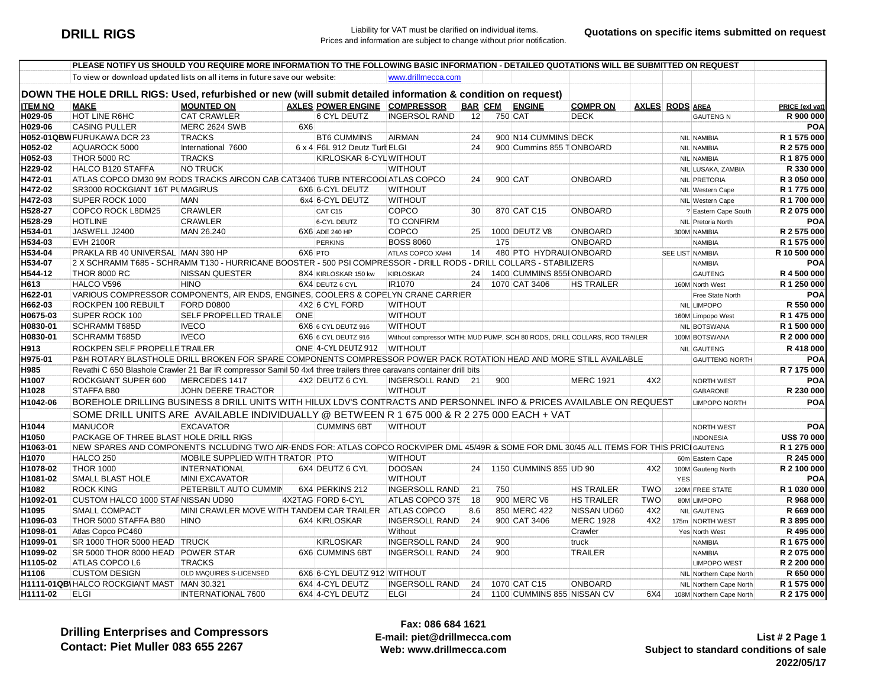# DRILL RIGS

Liability for VAT must be clarified on individual items.
Prices and information are subject to change without prior notification.

**Quotations on specific items submitted on request**

**PLEASE NOTIFY US SHOULD YOU REQUIRE MORE INFORMATION TO THE FOLLOWING BASIC INFORMATION - DETAILED QUOTATIONS WILL BE SUBMITTED ON REQUEST**

To view or download updated lists on all items in future save our website: www.drillmecca.com

## DOWN THE HOLE DRILL RIGS: Used, refurbished or new (will submit detailed information & condition on request)

| ITEM NO | MAKE | MOUNTED ON | AXLES | POWER ENGINE | COMPRESSOR | BAR | CFM | ENGINE | COMPR ON | AXLES | RODS | AREA | PRICE (exl vat) |
|---|---|---|---|---|---|---|---|---|---|---|---|---|---|
| H029-05 | HOT LINE R6HC | CAT CRAWLER | | 6 CYL DEUTZ | INGERSOLL RAND | 12 | 750 | CAT | DECK | | | GAUTENG N | R 900 000 |
| H029-06 | CASING PULLER | MERC 2624 SWB | 6X6 | | | | | | | | | | POA |
| H052-01QBW | FURUKAWA DCR 23 | TRACKS | | BT6 CUMMINS | AIRMAN | 24 | 900 | N14 CUMMINS | DECK | | NIL | NAMIBIA | R 1 575 000 |
| H052-02 | AQUAROCK 5000 | International 7600 | 6 x 4 | F6L 912 Deutz Turb | ELGI | 24 | 900 | Cummins 855 T | ONBOARD | | NIL | NAMIBIA | R 2 575 000 |
| H052-03 | THOR 5000 RC | TRACKS | | KIRLOSKAR 6-CYL | WITHOUT | | | | | | NIL | NAMIBIA | R 1 875 000 |
| H229-02 | HALCO B120 STAFFA | NO TRUCK | | | WITHOUT | | | | | | NIL | LUSAKA, ZAMBIA | R 330 000 |
| H472-01 | ATLAS COPCO DM30 9M RODS TRACKS AIRCON CAB CAT3406 TURB INTERCOOL | | | | ATLAS COPCO | 24 | 900 | CAT | ONBOARD | | NIL | PRETORIA | R 3 050 000 |
| H472-02 | SR3000 ROCKGIANT 16T PU | MAGIRUS | | 6X6 6-CYL DEUTZ | WITHOUT | | | | | | NIL | Western Cape | R 1 775 000 |
| H472-03 | SUPER ROCK 1000 | MAN | 6x4 | 6-CYL DEUTZ | WITHOUT | | | | | | NIL | Western Cape | R 1 700 000 |
| H528-27 | COPCO ROCK L8DM25 | CRAWLER | | CAT C15 | COPCO | 30 | 870 | CAT C15 | ONBOARD | | ? | Eastern Cape South | R 2 075 000 |
| H528-29 | HOTLINE | CRAWLER | | 6-CYL DEUTZ | TO CONFIRM | | | | | | NIL | Pretoria North | POA |
| H534-01 | JASWELL J2400 | MAN 26.240 | 6X6 | ADE 240 HP | COPCO | 25 | 1000 | DEUTZ V8 | ONBOARD | | 300M | NAMIBIA | R 2 575 000 |
| H534-03 | EVH 2100R | | | PERKINS | BOSS 8060 | | 175 | | ONBOARD | | | NAMIBIA | R 1 575 000 |
| H534-04 | PRAKLA RB 40 UNIVERSAL | MAN 390 HP | 6X6 | PTO | ATLAS COPCO XAH4 | 14 | 480 | PTO HYDRAUL | ONBOARD | | SEE LIST | NAMIBIA | R 10 500 000 |
| H534-07 | 2 X SCHRAMM T685 - SCHRAMM T130 - HURRICANE BOOSTER - 500 PSI COMPRESSOR - DRILL RODS - DRILL COLLARS - STABILIZERS | | | | | | | | | | | NAMIBIA | POA |
| H544-12 | THOR 8000 RC | NISSAN QUESTER | 8X4 | KIRLOSKAR 150 kw | KIRLOSKAR | 24 | 1400 | CUMMINS 855I | ONBOARD | | | GAUTENG | R 4 500 000 |
| H613 | HALCO V596 | HINO | 6X4 | DEUTZ 6 CYL | IR1070 | 24 | 1070 | CAT 3406 | HS TRAILER | | 160M | North West | R 1 250 000 |
| H622-01 | VARIOUS COMPRESSOR COMPONENTS, AIR ENDS, ENGINES, COOLERS & COPELYN CRANE CARRIER | | | | | | | | | | | Free State North | POA |
| H662-03 | ROCKPEN 100 REBUILT | FORD D0800 | 4X2 | 6 CYL FORD | WITHOUT | | | | | | NIL | LIMPOPO | R 550 000 |
| H0675-03 | SUPER ROCK 100 | SELF PROPELLED TRAILE | ONE | | WITHOUT | | | | | | 160M | Limpopo West | R 1 475 000 |
| H0830-01 | SCHRAMM T685D | IVECO | 6X6 | 6 CYL DEUTZ 916 | WITHOUT | | | | | | NIL | BOTSWANA | R 1 500 000 |
| H0830-01 | SCHRAMM T685D | IVECO | 6X6 | 6 CYL DEUTZ 916 | Without compressor WITH: MUD PUMP, SCH 80 RODS, DRILL COLLARS, ROD TRAILER | | | | | | 100M | BOTSWANA | R 2 000 000 |
| H913 | ROCKPEN SELF PROPELLE | TRAILER | ONE | 4-CYL DEUTZ 912 | WITHOUT | | | | | | NIL | GAUTENG | R 418 000 |
| H975-01 | P&H ROTARY BLASTHOLE DRILL BROKEN FOR SPARE COMPONENTS COMPRESSOR POWER PACK ROTATION HEAD AND MORE STILL AVAILABLE | | | | | | | | | | | GAUTTENG NORTH | POA |
| H985 | Revathi C 650 Blashole Crawler 21 Bar IR compressor Samil 50 4x4 three trailers three caravans container drill bits | | | | | | | | | | | | R 7 175 000 |
| H1007 | ROCKGIANT SUPER 600 | MERCEDES 1417 | 4X2 | DEUTZ 6 CYL | INGERSOLL RAND | 21 | 900 | | MERC 1921 | 4X2 | | NORTH WEST | POA |
| H1028 | STAFFA B80 | JOHN DEERE TRACTOR | | | WITHOUT | | | | | | | GABARONE | R 230 000 |
| H1042-06 | BOREHOLE DRILLING BUSINESS 8 DRILL UNITS WITH HILUX LDV'S CONTRACTS AND PERSONNEL INFO & PRICES AVAILABLE ON REQUEST | | | | | | | | | | | LIMPOPO NORTH | POA |
| | SOME DRILL UNITS ARE AVAILABLE INDIVIDUALLY @ BETWEEN R 1 675 000 & R 2 275 000 EACH + VAT | | | | | | | | | | | | |
| H1044 | MANUCOR | EXCAVATOR | | CUMMINS 6BT | WITHOUT | | | | | | | NORTH WEST | POA |
| H1050 | PACKAGE OF THREE BLAST HOLE DRILL RIGS | | | | | | | | | | | INDONESIA | US$ 70 000 |
| H1063-01 | NEW SPARES AND COMPONENTS INCLUDING TWO AIR-ENDS FOR: ATLAS COPCO ROCKVIPER DML 45/49R & SOME FOR DML 30/45 ALL ITEMS FOR THIS PRICE | | | | | | | | | | | GAUTENG | R 1 275 000 |
| H1070 | HALCO 250 | MOBILE SUPPLIED WITH TRATOR PTO | | | WITHOUT | | | | | | 60m | Eastern Cape | R 245 000 |
| H1078-02 | THOR 1000 | INTERNATIONAL | 6X4 | DEUTZ 6 CYL | DOOSAN | 24 | 1150 | CUMMINS 855 | UD 90 | 4X2 | 100M | Gauteng North | R 2 100 000 |
| H1081-02 | SMALL BLAST HOLE | MINI EXCAVATOR | | | WITHOUT | | | | | | YES | | POA |
| H1082 | ROCK KING | PETERBILT AUTO CUMMIN | 6X4 | PERKINS 212 | INGERSOLL RAND | 21 | 750 | | HS TRAILER | TWO | 120M | FREE STATE | R 1 030 000 |
| H1092-01 | CUSTOM HALCO 1000 STAF | NISSAN UD90 | 4X2TAG | FORD 6-CYL | ATLAS COPCO 375 | 18 | 900 | MERC V6 | HS TRAILER | TWO | 80M | LIMPOPO | R 968 000 |
| H1095 | SMALL COMPACT | MINI CRAWLER MOVE WITH TANDEM CAR TRAILER | | | ATLAS COPCO | 8.6 | 850 | MERC 422 | NISSAN UD60 | 4X2 | NIL | GAUTENG | R 669 000 |
| H1096-03 | THOR 5000 STAFFA B80 | HINO | 6X4 | KIRLOSKAR | INGERSOLL RAND | 24 | 900 | CAT 3406 | MERC 1928 | 4X2 | 175m | NORTH WEST | R 3 895 000 |
| H1098-01 | Atlas Copco PC460 | | | | Without | | | | Crawler | | Yes | North West | R 495 000 |
| H1099-01 | SR 1000 THOR 5000 HEAD | TRUCK | | KIRLOSKAR | INGERSOLL RAND | 24 | 900 | | truck | | | NAMIBIA | R 1 675 000 |
| H1099-02 | SR 5000 THOR 8000 HEAD | POWER STAR | 6X6 | CUMMINS 6BT | INGERSOLL RAND | 24 | 900 | | TRAILER | | | NAMIBIA | R 2 075 000 |
| H1105-02 | ATLAS COPCO L6 | TRACKS | | | | | | | | | | LIMPOPO WEST | R 2 200 000 |
| H1106 | CUSTOM DESIGN | OLD MAQUIRES S-LICENSED | 6X6 | 6-CYL DEUTZ 912 | WITHOUT | | | | | | NIL | Northern Cape North | R 650 000 |
| H1111-01QBW | HALCO ROCKGIANT MAST | MAN 30.321 | 6X4 | 4-CYL DEUTZ | INGERSOLL RAND | 24 | 1070 | CAT C15 | ONBOARD | | NIL | Northern Cape North | R 1 575 000 |
| H1111-02 | ELGI | INTERNATIONAL 7600 | 6X4 | 4-CYL DEUTZ | ELGI | 24 | 1100 | CUMMINS 855 | NISSAN CV | 6X4 | 108M | Northern Cape North | R 2 175 000 |

**Drilling Enterprises and Compressors**
**Contact: Piet Muller 083 655 2267**

**Fax: 086 684 1621**
**E-mail: piet@drillmecca.com**
**Web: www.drillmecca.com**

**List # 2 Page 1**
**Subject to standard conditions of sale**
**2022/05/17**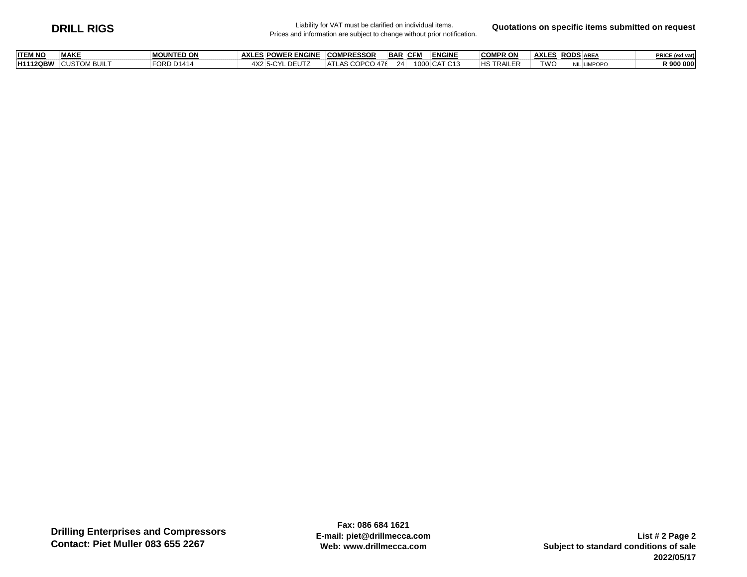# DRILL RIGS

Liability for VAT must be clarified on individual items.
Prices and information are subject to change without prior notification.

**Quotations on specific items submitted on request**

| ITEM NO | MAKE | MOUNTED ON | AXLES | POWER ENGINE | COMPRESSOR | BAR | CFM | ENGINE | COMPR ON | AXLES | RODS | AREA | PRICE (exl vat) |
|---|---|---|---|---|---|---|---|---|---|---|---|---|---|
| **H1112QBW** | CUSTOM BUILT | FORD D1414 | 4X2 | 5-CYL DEUTZ | ATLAS COPCO 476 | 24 | 1000 | CAT C13 | HS TRAILER | TWO | NIL | LIMPOPO | **R 900 000** |

**Drilling Enterprises and Compressors**
**Contact: Piet Muller 083 655 2267**

**Fax: 086 684 1621**
**E-mail: piet@drillmecca.com**
**Web: www.drillmecca.com**

**List # 2 Page 2**
**Subject to standard conditions of sale**
**2022/05/17**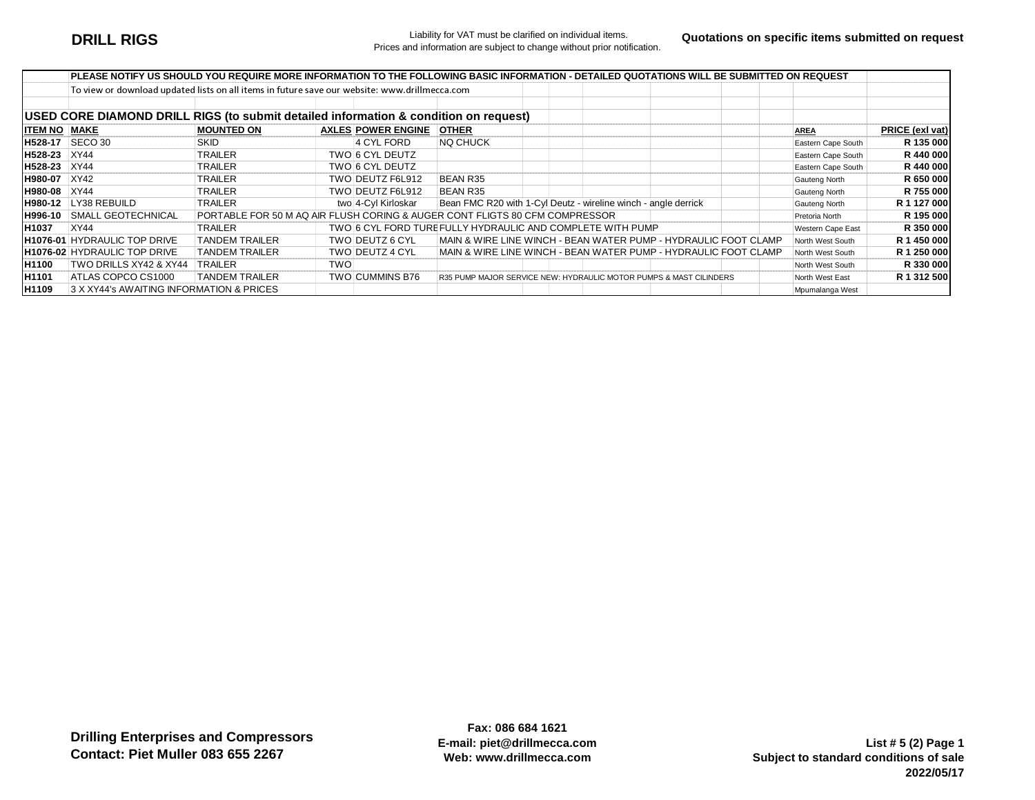# DRILL RIGS

Liability for VAT must be clarified on individual items.
Prices and information are subject to change without prior notification.

**Quotations on specific items submitted on request**

**PLEASE NOTIFY US SHOULD YOU REQUIRE MORE INFORMATION TO THE FOLLOWING BASIC INFORMATION - DETAILED QUOTATIONS WILL BE SUBMITTED ON REQUEST**

To view or download updated lists on all items in future save our website: www.drillmecca.com

## USED CORE DIAMOND DRILL RIGS (to submit detailed information & condition on request)

| ITEM NO | MAKE | MOUNTED ON | AXLES | POWER ENGINE | OTHER | AREA | PRICE (exl vat) |
|---|---|---|---|---|---|---|---|
| H528-17 | SECO 30 | SKID | | 4 CYL FORD | NQ CHUCK | Eastern Cape South | R 135 000 |
| H528-23 | XY44 | TRAILER | TWO | 6 CYL DEUTZ | | Eastern Cape South | R 440 000 |
| H528-23 | XY44 | TRAILER | TWO | 6 CYL DEUTZ | | Eastern Cape South | R 440 000 |
| H980-07 | XY42 | TRAILER | TWO | DEUTZ F6L912 | BEAN R35 | Gauteng North | R 650 000 |
| H980-08 | XY44 | TRAILER | TWO | DEUTZ F6L912 | BEAN R35 | Gauteng North | R 755 000 |
| H980-12 | LY38 REBUILD | TRAILER | two | 4-Cyl Kirloskar | Bean FMC R20 with 1-Cyl Deutz - wireline winch - angle derrick | Gauteng North | R 1 127 000 |
| H996-10 | SMALL GEOTECHNICAL | PORTABLE FOR 50 M AQ AIR FLUSH CORING & AUGER CONT FLIGTS 80 CFM COMPRESSOR | | | | Pretoria North | R 195 000 |
| H1037 | XY44 | TRAILER | TWO | 6 CYL FORD TURE | FULLY HYDRAULIC AND COMPLETE WITH PUMP | Western Cape East | R 350 000 |
| H1076-01 | HYDRAULIC TOP DRIVE | TANDEM TRAILER | TWO | DEUTZ 6 CYL | MAIN & WIRE LINE WINCH - BEAN WATER PUMP - HYDRAULIC FOOT CLAMP | North West South | R 1 450 000 |
| H1076-02 | HYDRAULIC TOP DRIVE | TANDEM TRAILER | TWO | DEUTZ 4 CYL | MAIN & WIRE LINE WINCH - BEAN WATER PUMP - HYDRAULIC FOOT CLAMP | North West South | R 1 250 000 |
| H1100 | TWO DRILLS XY42 & XY44 | TRAILER | TWO | | | North West South | R 330 000 |
| H1101 | ATLAS COPCO CS1000 | TANDEM TRAILER | TWO | CUMMINS B76 | R35 PUMP MAJOR SERVICE NEW: HYDRAULIC MOTOR PUMPS & MAST CILINDERS | North West East | R 1 312 500 |
| H1109 | 3 X XY44's AWAITING INFORMATION & PRICES | | | | | Mpumalanga West | |

**Drilling Enterprises and Compressors**
**Contact: Piet Muller 083 655 2267**

**Fax: 086 684 1621**
**E-mail: piet@drillmecca.com**
**Web: www.drillmecca.com**

**List # 5 (2) Page 1**
**Subject to standard conditions of sale**
**2022/05/17**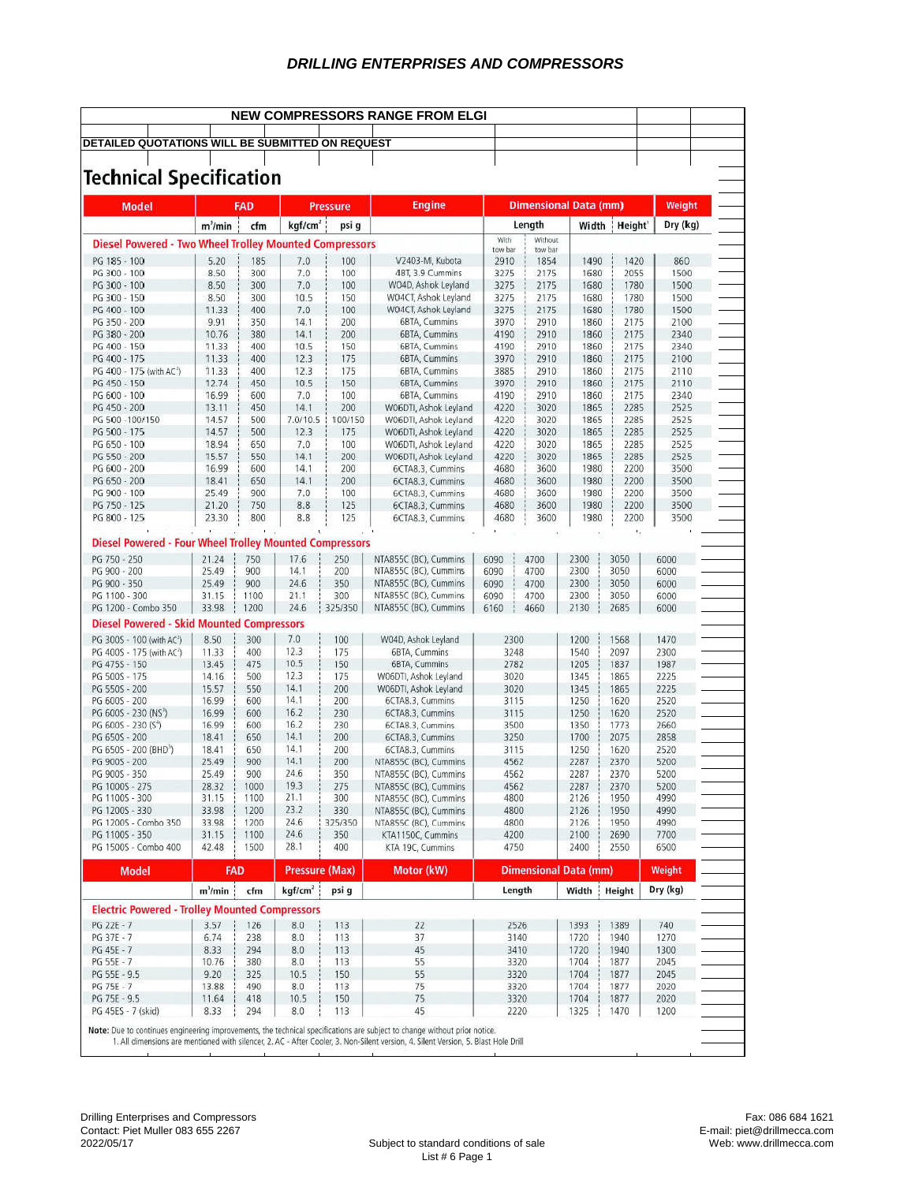## DRILLING ENTERPRISES AND COMPRESSORS

**NEW COMPRESSORS RANGE FROM ELGI**

**DETAILED QUOTATIONS WILL BE SUBMITTED ON REQUEST**

# Technical Specification

| Model | FAD | | Pressure | | Engine | Dimensional Data (mm) | | | | Weight |
|---|---|---|---|---|---|---|---|---|---|---|
| | m³/min | cfm | kgf/cm² | psi g | | Length | | Width | Height[1] | Dry (kg) |
| **Diesel Powered - Two Wheel Trolley Mounted Compressors** | | | | | | With tow bar | Without tow bar | | | |
| PG 185 - 100 | 5.20 | 185 | 7.0 | 100 | V2403-M, Kubota | 2910 | 1854 | 1490 | 1420 | 860 |
| PG 300 - 100 | 8.50 | 300 | 7.0 | 100 | 4BT, 3.9 Cummins | 3275 | 2175 | 1680 | 2055 | 1500 |
| PG 300 - 100 | 8.50 | 300 | 7.0 | 100 | W04D, Ashok Leyland | 3275 | 2175 | 1680 | 1780 | 1500 |
| PG 300 - 150 | 8.50 | 300 | 10.5 | 150 | W04CT, Ashok Leyland | 3275 | 2175 | 1680 | 1780 | 1500 |
| PG 400 - 100 | 11.33 | 400 | 7.0 | 100 | W04CT, Ashok Leyland | 3275 | 2175 | 1680 | 1780 | 1500 |
| PG 350 - 200 | 9.91 | 350 | 14.1 | 200 | 6BTA, Cummins | 3970 | 2910 | 1860 | 2175 | 2100 |
| PG 380 - 200 | 10.76 | 380 | 14.1 | 200 | 6BTA, Cummins | 4190 | 2910 | 1860 | 2175 | 2340 |
| PG 400 - 150 | 11.33 | 400 | 10.5 | 150 | 6BTA, Cummins | 4190 | 2910 | 1860 | 2175 | 2340 |
| PG 400 - 175 | 11.33 | 400 | 12.3 | 175 | 6BTA, Cummins | 3970 | 2910 | 1860 | 2175 | 2100 |
| PG 400 - 175 (with AC[2]) | 11.33 | 400 | 12.3 | 175 | 6BTA, Cummins | 3885 | 2910 | 1860 | 2175 | 2110 |
| PG 450 - 150 | 12.74 | 450 | 10.5 | 150 | 6BTA, Cummins | 3970 | 2910 | 1860 | 2175 | 2110 |
| PG 600 - 100 | 16.99 | 600 | 7.0 | 100 | 6BTA, Cummins | 4190 | 2910 | 1860 | 2175 | 2340 |
| PG 450 - 200 | 13.11 | 450 | 14.1 | 200 | W06DTI, Ashok Leyland | 4220 | 3020 | 1865 | 2285 | 2525 |
| PG 500 - 100/150 | 14.57 | 500 | 7.0/10.5 | 100/150 | W06DTI, Ashok Leyland | 4220 | 3020 | 1865 | 2285 | 2525 |
| PG 500 - 175 | 14.57 | 500 | 12.3 | 175 | W06DTI, Ashok Leyland | 4220 | 3020 | 1865 | 2285 | 2525 |
| PG 650 - 100 | 18.94 | 650 | 7.0 | 100 | W06DTI, Ashok Leyland | 4220 | 3020 | 1865 | 2285 | 2525 |
| PG 550 - 200 | 15.57 | 550 | 14.1 | 200 | W06DTI, Ashok Leyland | 4220 | 3020 | 1865 | 2285 | 2525 |
| PG 600 - 200 | 16.99 | 600 | 14.1 | 200 | 6CTA8.3, Cummins | 4680 | 3600 | 1980 | 2200 | 3500 |
| PG 650 - 200 | 18.41 | 650 | 14.1 | 200 | 6CTA8.3, Cummins | 4680 | 3600 | 1980 | 2200 | 3500 |
| PG 900 - 100 | 25.49 | 900 | 7.0 | 100 | 6CTA8.3, Cummins | 4680 | 3600 | 1980 | 2200 | 3500 |
| PG 750 - 125 | 21.20 | 750 | 8.8 | 125 | 6CTA8.3, Cummins | 4680 | 3600 | 1980 | 2200 | 3500 |
| PG 800 - 125 | 23.30 | 800 | 8.8 | 125 | 6CTA8.3, Cummins | 4680 | 3600 | 1980 | 2200 | 3500 |
| **Diesel Powered - Four Wheel Trolley Mounted Compressors** | | | | | | | | | | |
| PG 750 - 250 | 21.24 | 750 | 17.6 | 250 | NTA855C (BC), Cummins | 6090 | 4700 | 2300 | 3050 | 6000 |
| PG 900 - 200 | 25.49 | 900 | 14.1 | 200 | NTA855C (BC), Cummins | 6090 | 4700 | 2300 | 3050 | 6000 |
| PG 900 - 350 | 25.49 | 900 | 24.6 | 350 | NTA855C (BC), Cummins | 6090 | 4700 | 2300 | 3050 | 6000 |
| PG 1100 - 300 | 31.15 | 1100 | 21.1 | 300 | NTA855C (BC), Cummins | 6090 | 4700 | 2300 | 3050 | 6000 |
| PG 1200 - Combo 350 | 33.98 | 1200 | 24.6 | 325/350 | NTA855C (BC), Cummins | 6160 | 4660 | 2130 | 2685 | 6000 |
| **Diesel Powered - Skid Mounted Compressors** | | | | | | | | | | |
| PG 300S - 100 (with AC[2]) | 8.50 | 300 | 7.0 | 100 | W04D, Ashok Leyland | 2300 | | 1200 | 1568 | 1470 |
| PG 400S - 175 (with AC[2]) | 11.33 | 400 | 12.3 | 175 | 6BTA, Cummins | 3248 | | 1540 | 2097 | 2300 |
| PG 475S - 150 | 13.45 | 475 | 10.5 | 150 | 6BTA, Cummins | 2782 | | 1205 | 1837 | 1987 |
| PG 500S - 175 | 14.16 | 500 | 12.3 | 175 | W06DTI, Ashok Leyland | 3020 | | 1345 | 1865 | 2225 |
| PG 550S - 200 | 15.57 | 550 | 14.1 | 200 | W06DTI, Ashok Leyland | 3020 | | 1345 | 1865 | 2225 |
| PG 600S - 200 | 16.99 | 600 | 14.1 | 200 | 6CTA8.3, Cummins | 3115 | | 1250 | 1620 | 2520 |
| PG 600S - 230 (NS[3]) | 16.99 | 600 | 16.2 | 230 | 6CTA8.3, Cummins | 3115 | | 1250 | 1620 | 2520 |
| PG 600S - 230 (S[4]) | 16.99 | 600 | 16.2 | 230 | 6CTA8.3, Cummins | 3500 | | 1350 | 1773 | 2660 |
| PG 650S - 200 | 18.41 | 650 | 14.1 | 200 | 6CTA8.3, Cummins | 3250 | | 1700 | 2075 | 2858 |
| PG 650S - 200 (BHD[5]) | 18.41 | 650 | 14.1 | 200 | 6CTA8.3, Cummins | 3115 | | 1250 | 1620 | 2520 |
| PG 900S - 200 | 25.49 | 900 | 14.1 | 200 | NTA855C (BC), Cummins | 4562 | | 2287 | 2370 | 5200 |
| PG 900S - 350 | 25.49 | 900 | 24.6 | 350 | NTA855C (BC), Cummins | 4562 | | 2287 | 2370 | 5200 |
| PG 1000S - 275 | 28.32 | 1000 | 19.3 | 275 | NTA855C (BC), Cummins | 4562 | | 2287 | 2370 | 5200 |
| PG 1100S - 300 | 31.15 | 1100 | 21.1 | 300 | NTA855C (BC), Cummins | 4800 | | 2126 | 1950 | 4990 |
| PG 1200S - 330 | 33.98 | 1200 | 23.2 | 330 | NTA855C (BC), Cummins | 4800 | | 2126 | 1950 | 4990 |
| PG 1200S - Combo 350 | 33.98 | 1200 | 24.6 | 325/350 | NTA855C (BC), Cummins | 4800 | | 2126 | 1950 | 4990 |
| PG 1100S - 350 | 31.15 | 1100 | 24.6 | 350 | KTA1150C, Cummins | 4200 | | 2100 | 2690 | 7700 |
| PG 1500S - Combo 400 | 42.48 | 1500 | 28.1 | 400 | KTA 19C, Cummins | 4750 | | 2400 | 2550 | 6500 |

| Model | FAD | | Pressure (Max) | | Motor (kW) | Dimensional Data (mm) | | | Weight |
|---|---|---|---|---|---|---|---|---|---|
| | m³/min | cfm | kgf/cm² | psi g | | Length | Width | Height | Dry (kg) |
| **Electric Powered - Trolley Mounted Compressors** | | | | | | | | | |
| PG 22E - 7 | 3.57 | 126 | 8.0 | 113 | 22 | 2526 | 1393 | 1389 | 740 |
| PG 37E - 7 | 6.74 | 238 | 8.0 | 113 | 37 | 3140 | 1720 | 1940 | 1270 |
| PG 45E - 7 | 8.33 | 294 | 8.0 | 113 | 45 | 3410 | 1720 | 1940 | 1300 |
| PG 55E - 7 | 10.76 | 380 | 8.0 | 113 | 55 | 3320 | 1704 | 1877 | 2045 |
| PG 55E - 9.5 | 9.20 | 325 | 10.5 | 150 | 55 | 3320 | 1704 | 1877 | 2045 |
| PG 75E - 7 | 13.88 | 490 | 8.0 | 113 | 75 | 3320 | 1704 | 1877 | 2020 |
| PG 75E - 9.5 | 11.64 | 418 | 10.5 | 150 | 75 | 3320 | 1704 | 1877 | 2020 |
| PG 45ES - 7 (skid) | 8.33 | 294 | 8.0 | 113 | 45 | 2220 | 1325 | 1470 | 1200 |

**Note:** Due to continues engineering improvements, the technical specifications are subject to change without prior notice.
1. All dimensions are mentioned with silencer, 2. AC - After Cooler, 3. Non-Silent version, 4. Silent Version, 5. Blast Hole Drill

Drilling Enterprises and Compressors
Contact: Piet Muller 083 655 2267
2022/05/17

Subject to standard conditions of sale
List # 6

Fax: 086 684 1621
E-mail: piet@drillmecca.com
Web: www.drillmecca.com